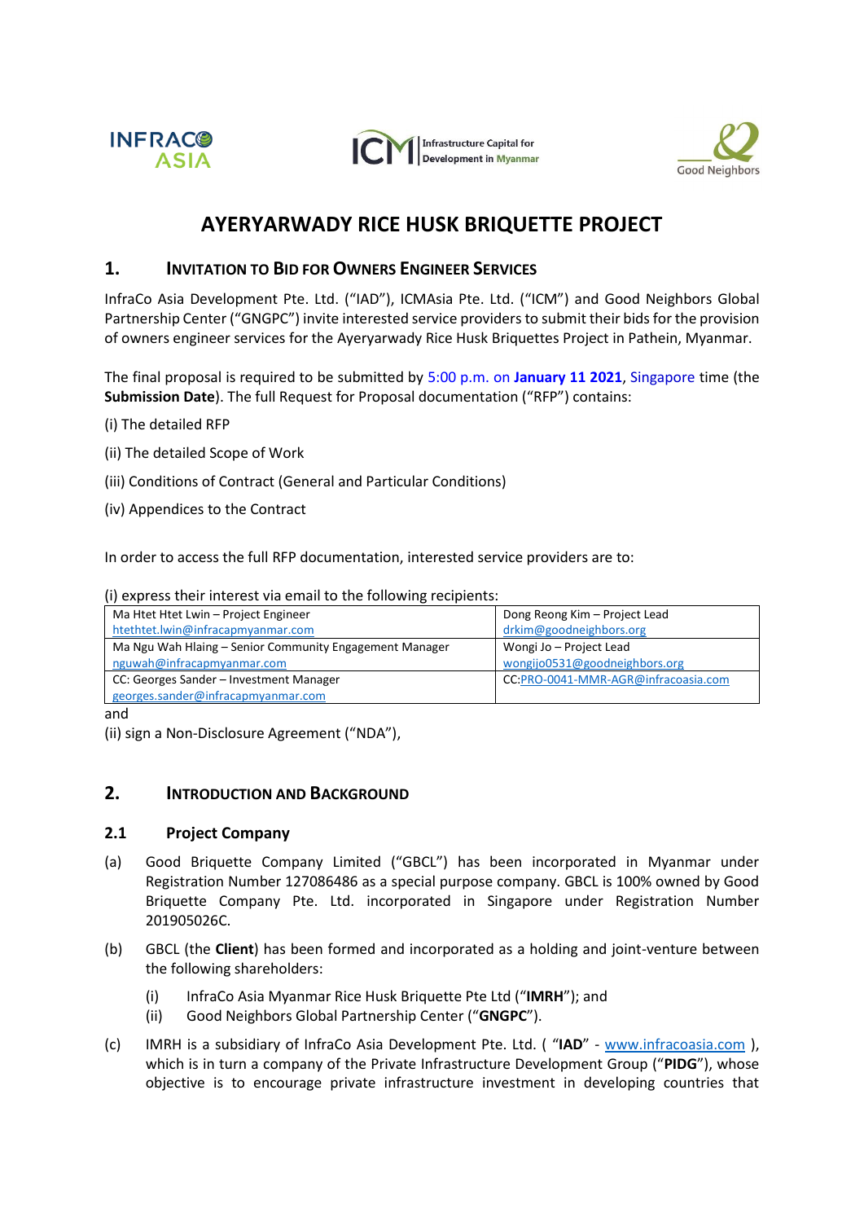# AYERYARWADY RICE HUSK BRIQUETTE PROJECT

## 1. INVITATION TO BID FOR OWNERS ENGINEER SERVICES

InfraCo Asia Development Pte. Ltd. ("IAD"), ICMAsia Pte. Ltd. ("ICM") and Good Neighbors Global Partnership Center ("GNGPC") invite interested service providers to submit their bids for the provision of owners engineer services for the Ayeryarwady Rice Husk Briquettes Project in Pathein, Myanmar.

The final proposal is required to be submitted by 5:00 p.m. on **January 11 2021**, Singapore time (the **Submission Date**). The full Request for Proposal documentation ("RFP") contains:

(i) The detailed RFP

(ii) The detailed Scope of Work

(iii) Conditions of Contract (General and Particular Conditions)

(iv) Appendices to the Contract

In order to access the full RFP documentation, interested service providers are to:

(i) express their interest via email to the following recipients:

| | |
|---|---|
| Ma Htet Htet Lwin – Project Engineer<br>htethtet.lwin@infracapmyanmar.com | Dong Reong Kim – Project Lead<br>drkim@goodneighbors.org |
| Ma Ngu Wah Hlaing – Senior Community Engagement Manager<br>nguwah@infracapmyanmar.com | Wongi Jo – Project Lead<br>wongijo0531@goodneighbors.org |
| CC: Georges Sander – Investment Manager<br>georges.sander@infracapmyanmar.com | CC:PRO-0041-MMR-AGR@infracoasia.com |

and

(ii) sign a Non-Disclosure Agreement ("NDA"),

## 2. INTRODUCTION AND BACKGROUND

### 2.1 Project Company

(a) Good Briquette Company Limited ("GBCL") has been incorporated in Myanmar under Registration Number 127086486 as a special purpose company. GBCL is 100% owned by Good Briquette Company Pte. Ltd. incorporated in Singapore under Registration Number 201905026C.

(b) GBCL (the **Client**) has been formed and incorporated as a holding and joint-venture between the following shareholders:

(i) InfraCo Asia Myanmar Rice Husk Briquette Pte Ltd ("**IMRH**"); and

(ii) Good Neighbors Global Partnership Center ("**GNGPC**").

(c) IMRH is a subsidiary of InfraCo Asia Development Pte. Ltd. ( "**IAD**" - www.infracoasia.com ), which is in turn a company of the Private Infrastructure Development Group ("**PIDG**"), whose objective is to encourage private infrastructure investment in developing countries that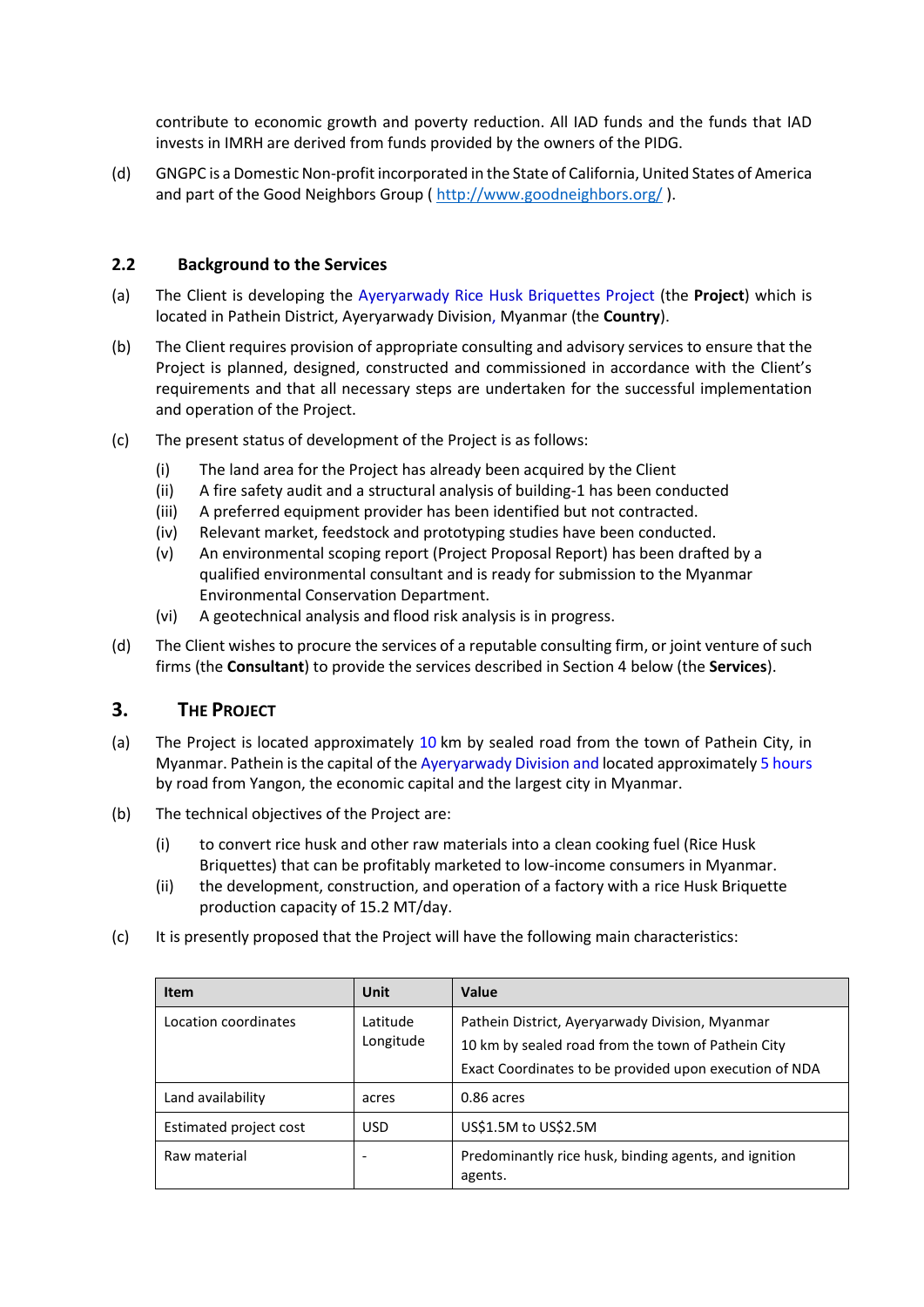contribute to economic growth and poverty reduction. All IAD funds and the funds that IAD invests in IMRH are derived from funds provided by the owners of the PIDG.

(d) GNGPC is a Domestic Non-profit incorporated in the State of California, United States of America and part of the Good Neighbors Group ( http://www.goodneighbors.org/ ).

## 2.2 Background to the Services

(a) The Client is developing the Ayeryarwady Rice Husk Briquettes Project (the **Project**) which is located in Pathein District, Ayeryarwady Division, Myanmar (the **Country**).

(b) The Client requires provision of appropriate consulting and advisory services to ensure that the Project is planned, designed, constructed and commissioned in accordance with the Client's requirements and that all necessary steps are undertaken for the successful implementation and operation of the Project.

(c) The present status of development of the Project is as follows:

- (i) The land area for the Project has already been acquired by the Client
- (ii) A fire safety audit and a structural analysis of building-1 has been conducted
- (iii) A preferred equipment provider has been identified but not contracted.
- (iv) Relevant market, feedstock and prototyping studies have been conducted.
- (v) An environmental scoping report (Project Proposal Report) has been drafted by a qualified environmental consultant and is ready for submission to the Myanmar Environmental Conservation Department.
- (vi) A geotechnical analysis and flood risk analysis is in progress.

(d) The Client wishes to procure the services of a reputable consulting firm, or joint venture of such firms (the **Consultant**) to provide the services described in Section 4 below (the **Services**).

# 3. The Project

(a) The Project is located approximately 10 km by sealed road from the town of Pathein City, in Myanmar. Pathein is the capital of the Ayeryarwady Division and located approximately 5 hours by road from Yangon, the economic capital and the largest city in Myanmar.

(b) The technical objectives of the Project are:

- (i) to convert rice husk and other raw materials into a clean cooking fuel (Rice Husk Briquettes) that can be profitably marketed to low-income consumers in Myanmar.
- (ii) the development, construction, and operation of a factory with a rice Husk Briquette production capacity of 15.2 MT/day.

(c) It is presently proposed that the Project will have the following main characteristics:

| Item | Unit | Value |
|---|---|---|
| Location coordinates | Latitude<br>Longitude | Pathein District, Ayeryarwady Division, Myanmar<br>10 km by sealed road from the town of Pathein City<br>Exact Coordinates to be provided upon execution of NDA |
| Land availability | acres | 0.86 acres |
| Estimated project cost | USD | US$1.5M to US$2.5M |
| Raw material | - | Predominantly rice husk, binding agents, and ignition agents. |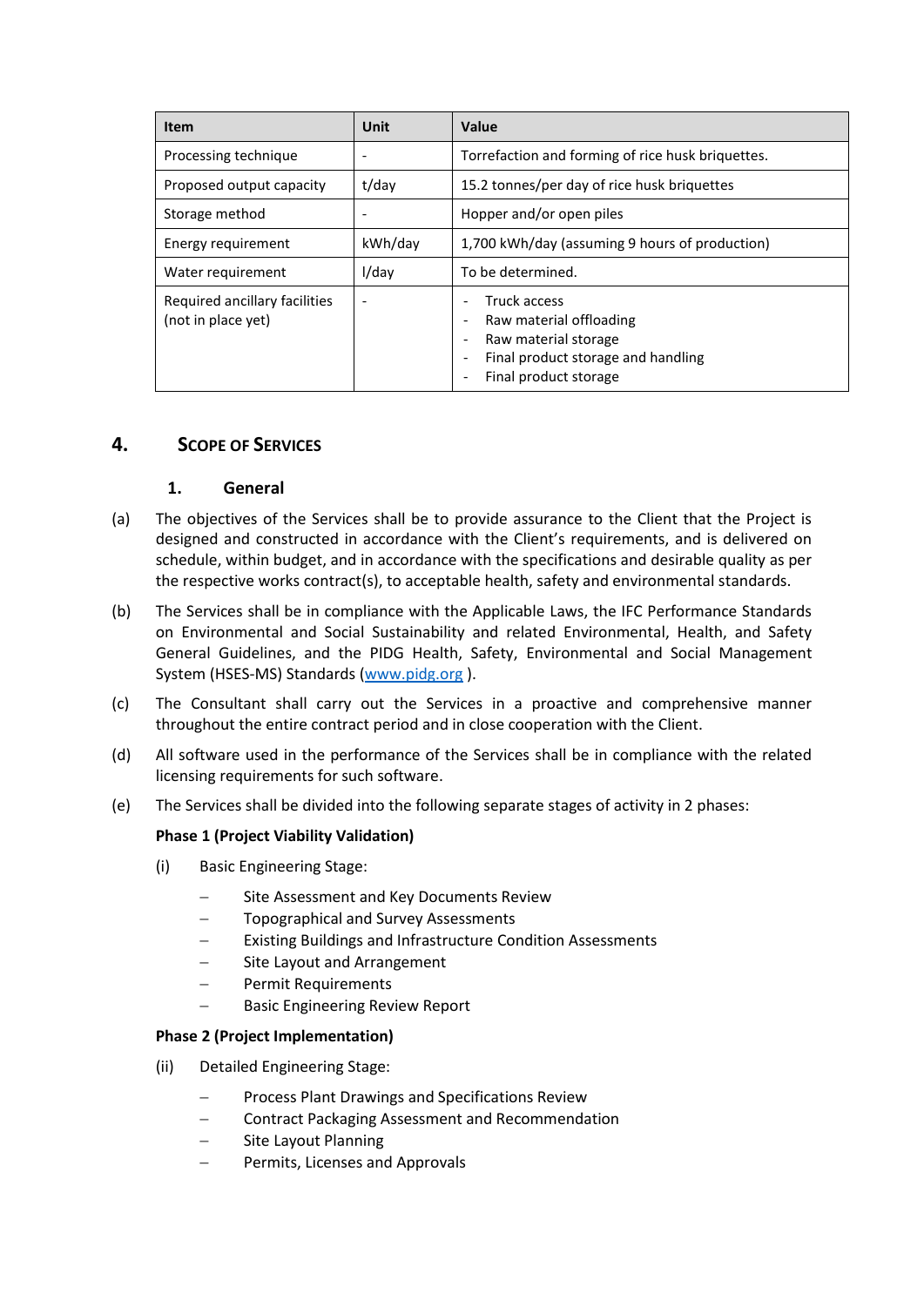| Item | Unit | Value |
|---|---|---|
| Processing technique | - | Torrefaction and forming of rice husk briquettes. |
| Proposed output capacity | t/day | 15.2 tonnes/per day of rice husk briquettes |
| Storage method | - | Hopper and/or open piles |
| Energy requirement | kWh/day | 1,700 kWh/day (assuming 9 hours of production) |
| Water requirement | l/day | To be determined. |
| Required ancillary facilities (not in place yet) | - | - Truck access<br>- Raw material offloading<br>- Raw material storage<br>- Final product storage and handling<br>- Final product storage |

## 4. SCOPE OF SERVICES

### 1. General

(a) The objectives of the Services shall be to provide assurance to the Client that the Project is designed and constructed in accordance with the Client's requirements, and is delivered on schedule, within budget, and in accordance with the specifications and desirable quality as per the respective works contract(s), to acceptable health, safety and environmental standards.

(b) The Services shall be in compliance with the Applicable Laws, the IFC Performance Standards on Environmental and Social Sustainability and related Environmental, Health, and Safety General Guidelines, and the PIDG Health, Safety, Environmental and Social Management System (HSES-MS) Standards (www.pidg.org ).

(c) The Consultant shall carry out the Services in a proactive and comprehensive manner throughout the entire contract period and in close cooperation with the Client.

(d) All software used in the performance of the Services shall be in compliance with the related licensing requirements for such software.

(e) The Services shall be divided into the following separate stages of activity in 2 phases:

**Phase 1 (Project Viability Validation)**

(i) Basic Engineering Stage:

- Site Assessment and Key Documents Review
- Topographical and Survey Assessments
- Existing Buildings and Infrastructure Condition Assessments
- Site Layout and Arrangement
- Permit Requirements
- Basic Engineering Review Report

**Phase 2 (Project Implementation)**

(ii) Detailed Engineering Stage:

- Process Plant Drawings and Specifications Review
- Contract Packaging Assessment and Recommendation
- Site Layout Planning
- Permits, Licenses and Approvals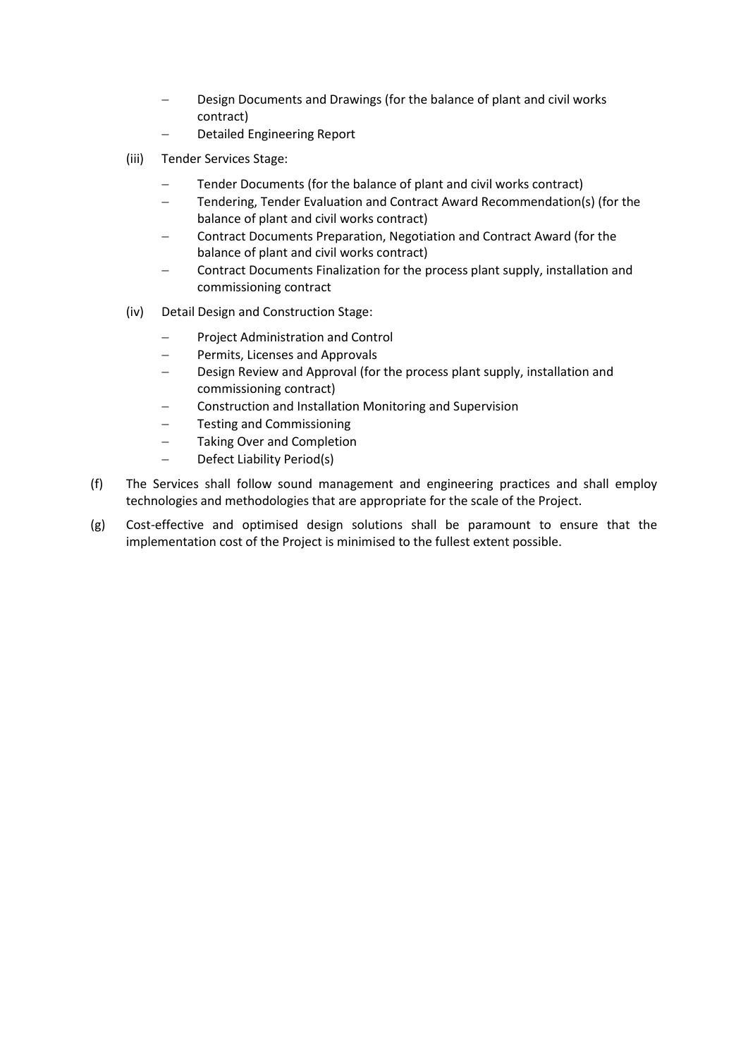- Design Documents and Drawings (for the balance of plant and civil works contract)
- Detailed Engineering Report

(iii) Tender Services Stage:

- Tender Documents (for the balance of plant and civil works contract)
- Tendering, Tender Evaluation and Contract Award Recommendation(s) (for the balance of plant and civil works contract)
- Contract Documents Preparation, Negotiation and Contract Award (for the balance of plant and civil works contract)
- Contract Documents Finalization for the process plant supply, installation and commissioning contract

(iv) Detail Design and Construction Stage:

- Project Administration and Control
- Permits, Licenses and Approvals
- Design Review and Approval (for the process plant supply, installation and commissioning contract)
- Construction and Installation Monitoring and Supervision
- Testing and Commissioning
- Taking Over and Completion
- Defect Liability Period(s)

(f) The Services shall follow sound management and engineering practices and shall employ technologies and methodologies that are appropriate for the scale of the Project.

(g) Cost-effective and optimised design solutions shall be paramount to ensure that the implementation cost of the Project is minimised to the fullest extent possible.